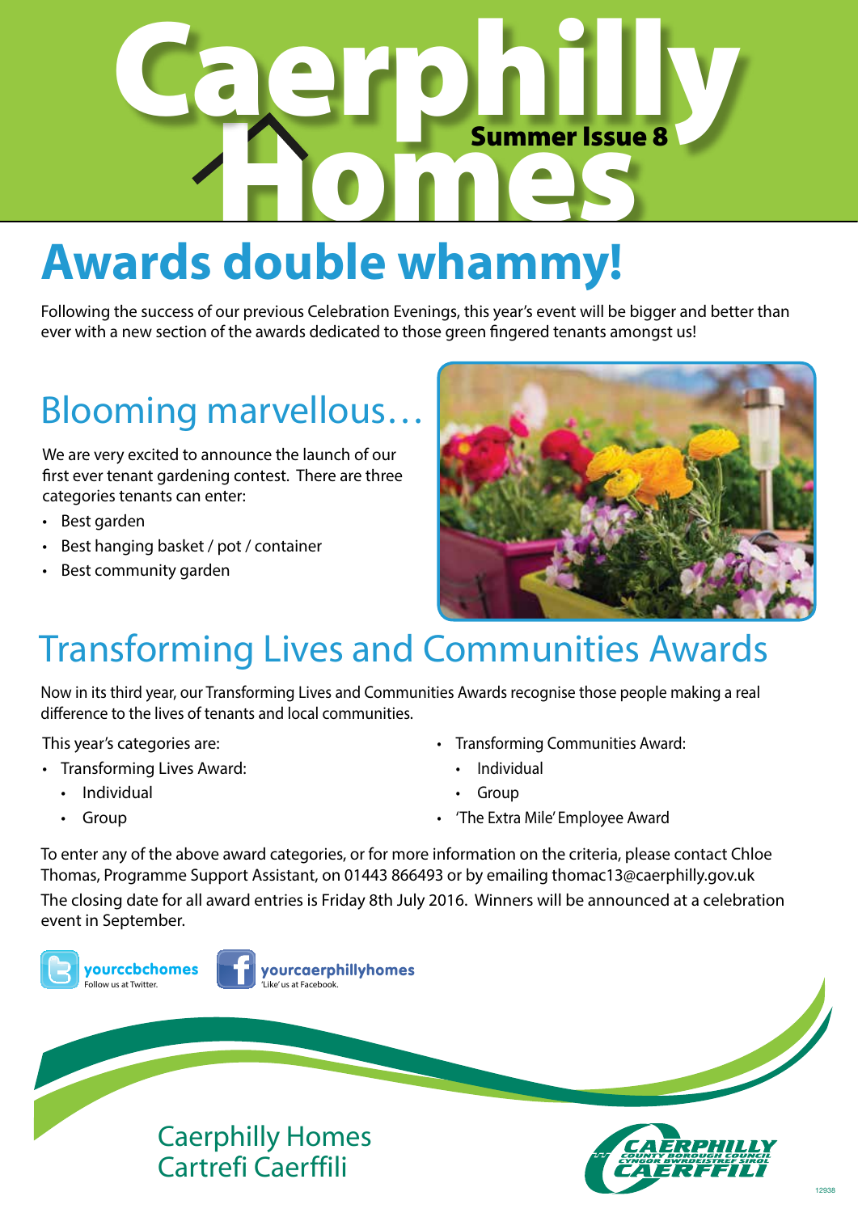# Caerphilly Homes

Summer Issue 8

# Awards double whammy!

Following the success of our previous Celebration Evenings, this year's event will be bigger and better than ever with a new section of the awards dedicated to those green fingered tenants amongst us!

## Blooming marvellous…

We are very excited to announce the launch of our first ever tenant gardening contest. There are three categories tenants can enter:

- Best garden
- Best hanging basket / pot / container
- Best community garden

## Transforming Lives and Communities Awards

Now in its third year, our Transforming Lives and Communities Awards recognise those people making a real difference to the lives of tenants and local communities.

This year's categories are:

- Transforming Lives Award:
  - Individual
  - Group
- Transforming Communities Award:
  - Individual
  - Group
- 'The Extra Mile' Employee Award

To enter any of the above award categories, or for more information on the criteria, please contact Chloe Thomas, Programme Support Assistant, on 01443 866493 or by emailing thomac13@caerphilly.gov.uk

The closing date for all award entries is Friday 8th July 2016. Winners will be announced at a celebration event in September.

**yourccbchomes** Follow us at Twitter.

**yourcaerphillyhomes** 'Like' us at Facebook.

Caerphilly Homes
Cartrefi Caerffili

Caerphilly County Borough Council
Cyngor Bwrdeistref Sirol Caerffili

12938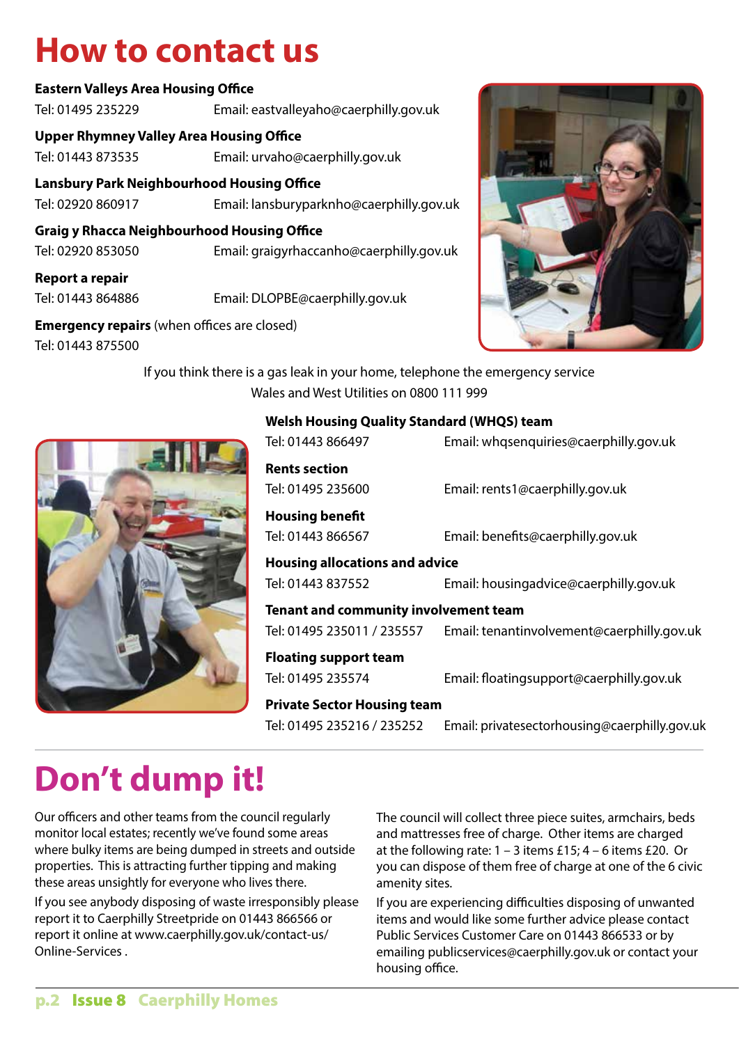# How to contact us

**Eastern Valleys Area Housing Office**
Tel: 01495 235229 Email: eastvalleyaho@caerphilly.gov.uk

**Upper Rhymney Valley Area Housing Office**
Tel: 01443 873535 Email: urvaho@caerphilly.gov.uk

**Lansbury Park Neighbourhood Housing Office**
Tel: 02920 860917 Email: lansburyparknho@caerphilly.gov.uk

**Graig y Rhacca Neighbourhood Housing Office**
Tel: 02920 853050 Email: graigyrhaccanho@caerphilly.gov.uk

**Report a repair**
Tel: 01443 864886 Email: DLOPBE@caerphilly.gov.uk

**Emergency repairs** (when offices are closed)
Tel: 01443 875500

If you think there is a gas leak in your home, telephone the emergency service Wales and West Utilities on 0800 111 999

**Welsh Housing Quality Standard (WHQS) team**
Tel: 01443 866497 Email: whqsenquiries@caerphilly.gov.uk

**Rents section**
Tel: 01495 235600 Email: rents1@caerphilly.gov.uk

**Housing benefit**
Tel: 01443 866567 Email: benefits@caerphilly.gov.uk

**Housing allocations and advice**
Tel: 01443 837552 Email: housingadvice@caerphilly.gov.uk

**Tenant and community involvement team**
Tel: 01495 235011 / 235557 Email: tenantinvolvement@caerphilly.gov.uk

**Floating support team**
Tel: 01495 235574 Email: floatingsupport@caerphilly.gov.uk

**Private Sector Housing team**
Tel: 01495 235216 / 235252 Email: privatesectorhousing@caerphilly.gov.uk

# Don't dump it!

Our officers and other teams from the council regularly monitor local estates; recently we've found some areas where bulky items are being dumped in streets and outside properties. This is attracting further tipping and making these areas unsightly for everyone who lives there.

If you see anybody disposing of waste irresponsibly please report it to Caerphilly Streetpride on 01443 866566 or report it online at www.caerphilly.gov.uk/contact-us/Online-Services .

The council will collect three piece suites, armchairs, beds and mattresses free of charge. Other items are charged at the following rate: 1 – 3 items £15; 4 – 6 items £20. Or you can dispose of them free of charge at one of the 6 civic amenity sites.

If you are experiencing difficulties disposing of unwanted items and would like some further advice please contact Public Services Customer Care on 01443 866533 or by emailing publicservices@caerphilly.gov.uk or contact your housing office.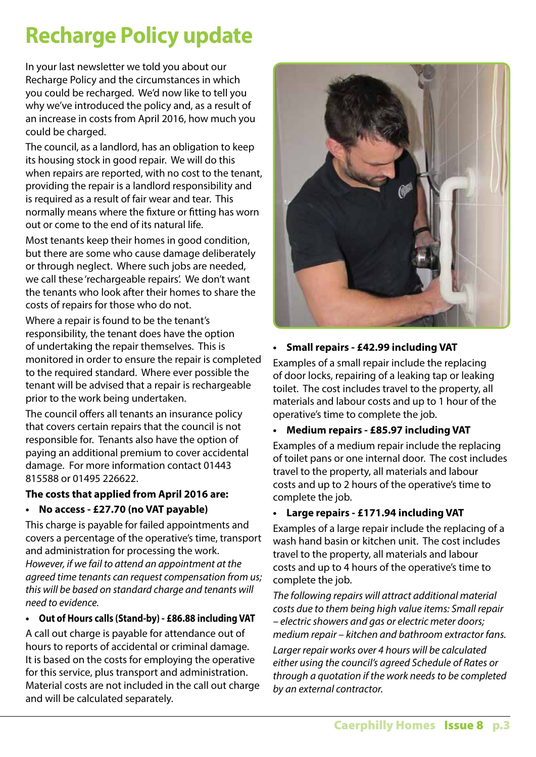# Recharge Policy update

In your last newsletter we told you about our Recharge Policy and the circumstances in which you could be recharged. We'd now like to tell you why we've introduced the policy and, as a result of an increase in costs from April 2016, how much you could be charged.

The council, as a landlord, has an obligation to keep its housing stock in good repair. We will do this when repairs are reported, with no cost to the tenant, providing the repair is a landlord responsibility and is required as a result of fair wear and tear. This normally means where the fixture or fitting has worn out or come to the end of its natural life.

Most tenants keep their homes in good condition, but there are some who cause damage deliberately or through neglect. Where such jobs are needed, we call these 'rechargeable repairs'. We don't want the tenants who look after their homes to share the costs of repairs for those who do not.

Where a repair is found to be the tenant's responsibility, the tenant does have the option of undertaking the repair themselves. This is monitored in order to ensure the repair is completed to the required standard. Where ever possible the tenant will be advised that a repair is rechargeable prior to the work being undertaken.

The council offers all tenants an insurance policy that covers certain repairs that the council is not responsible for. Tenants also have the option of paying an additional premium to cover accidental damage. For more information contact 01443 815588 or 01495 226622.

**The costs that applied from April 2016 are:**

- **No access - £27.70 (no VAT payable)**

This charge is payable for failed appointments and covers a percentage of the operative's time, transport and administration for processing the work. *However, if we fail to attend an appointment at the agreed time tenants can request compensation from us; this will be based on standard charge and tenants will need to evidence.*

- **Out of Hours calls (Stand-by) - £86.88 including VAT**

A call out charge is payable for attendance out of hours to reports of accidental or criminal damage. It is based on the costs for employing the operative for this service, plus transport and administration. Material costs are not included in the call out charge and will be calculated separately.

- **Small repairs - £42.99 including VAT**

Examples of a small repair include the replacing of door locks, repairing of a leaking tap or leaking toilet. The cost includes travel to the property, all materials and labour costs and up to 1 hour of the operative's time to complete the job.

- **Medium repairs - £85.97 including VAT**

Examples of a medium repair include the replacing of toilet pans or one internal door. The cost includes travel to the property, all materials and labour costs and up to 2 hours of the operative's time to complete the job.

- **Large repairs - £171.94 including VAT**

Examples of a large repair include the replacing of a wash hand basin or kitchen unit. The cost includes travel to the property, all materials and labour costs and up to 4 hours of the operative's time to complete the job.

*The following repairs will attract additional material costs due to them being high value items: Small repair – electric showers and gas or electric meter doors; medium repair – kitchen and bathroom extractor fans.*

*Larger repair works over 4 hours will be calculated either using the council's agreed Schedule of Rates or through a quotation if the work needs to be completed by an external contractor.*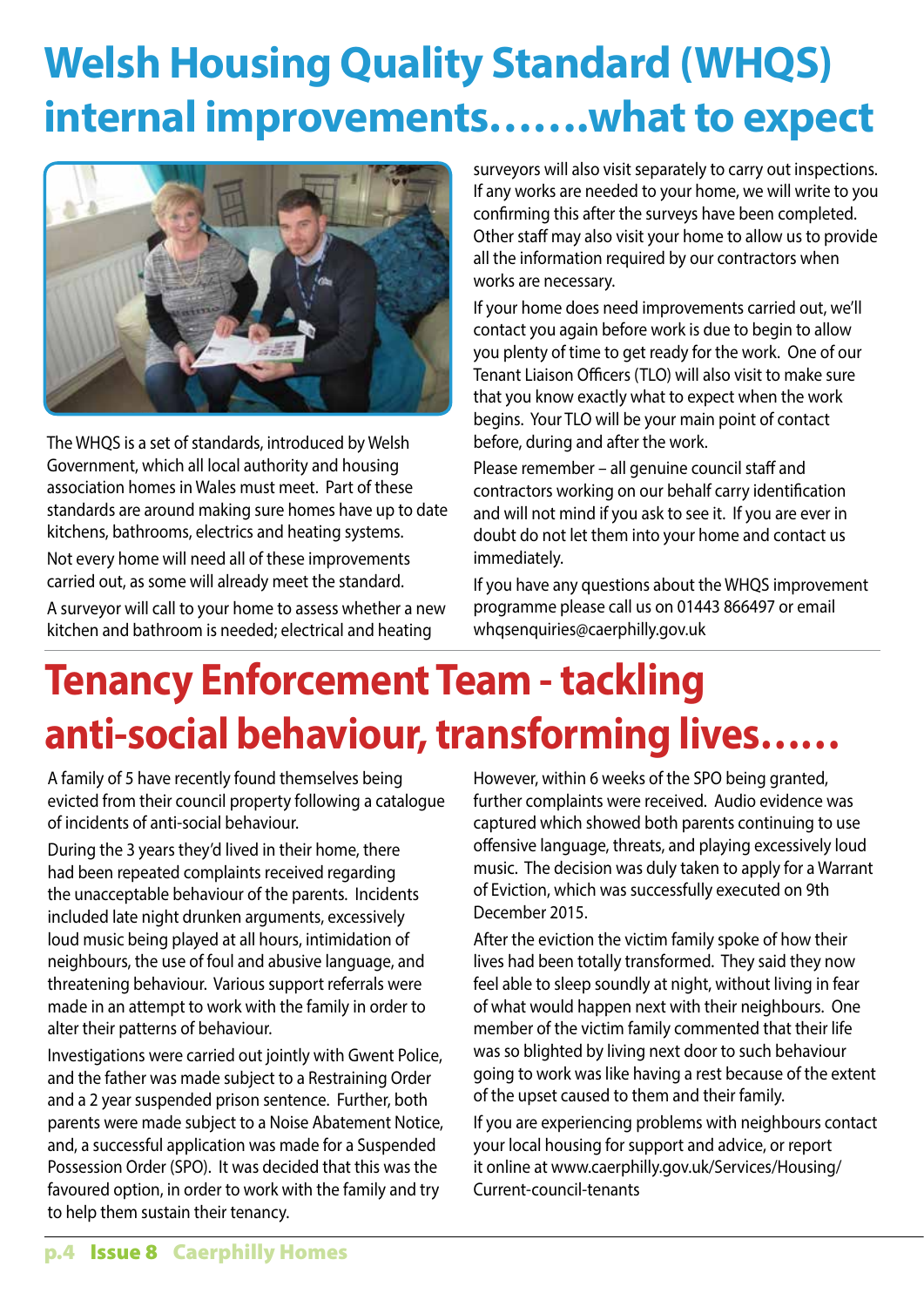# Welsh Housing Quality Standard (WHQS) internal improvements…….what to expect

The WHQS is a set of standards, introduced by Welsh Government, which all local authority and housing association homes in Wales must meet. Part of these standards are around making sure homes have up to date kitchens, bathrooms, electrics and heating systems.

Not every home will need all of these improvements carried out, as some will already meet the standard.

A surveyor will call to your home to assess whether a new kitchen and bathroom is needed; electrical and heating surveyors will also visit separately to carry out inspections. If any works are needed to your home, we will write to you confirming this after the surveys have been completed. Other staff may also visit your home to allow us to provide all the information required by our contractors when works are necessary.

If your home does need improvements carried out, we'll contact you again before work is due to begin to allow you plenty of time to get ready for the work. One of our Tenant Liaison Officers (TLO) will also visit to make sure that you know exactly what to expect when the work begins. Your TLO will be your main point of contact before, during and after the work.

Please remember – all genuine council staff and contractors working on our behalf carry identification and will not mind if you ask to see it. If you are ever in doubt do not let them into your home and contact us immediately.

If you have any questions about the WHQS improvement programme please call us on 01443 866497 or email whqsenquiries@caerphilly.gov.uk

# Tenancy Enforcement Team - tackling anti-social behaviour, transforming lives……

A family of 5 have recently found themselves being evicted from their council property following a catalogue of incidents of anti-social behaviour.

During the 3 years they'd lived in their home, there had been repeated complaints received regarding the unacceptable behaviour of the parents. Incidents included late night drunken arguments, excessively loud music being played at all hours, intimidation of neighbours, the use of foul and abusive language, and threatening behaviour. Various support referrals were made in an attempt to work with the family in order to alter their patterns of behaviour.

Investigations were carried out jointly with Gwent Police, and the father was made subject to a Restraining Order and a 2 year suspended prison sentence. Further, both parents were made subject to a Noise Abatement Notice, and, a successful application was made for a Suspended Possession Order (SPO). It was decided that this was the favoured option, in order to work with the family and try to help them sustain their tenancy.

However, within 6 weeks of the SPO being granted, further complaints were received. Audio evidence was captured which showed both parents continuing to use offensive language, threats, and playing excessively loud music. The decision was duly taken to apply for a Warrant of Eviction, which was successfully executed on 9th December 2015.

After the eviction the victim family spoke of how their lives had been totally transformed. They said they now feel able to sleep soundly at night, without living in fear of what would happen next with their neighbours. One member of the victim family commented that their life was so blighted by living next door to such behaviour going to work was like having a rest because of the extent of the upset caused to them and their family.

If you are experiencing problems with neighbours contact your local housing for support and advice, or report it online at www.caerphilly.gov.uk/Services/Housing/Current-council-tenants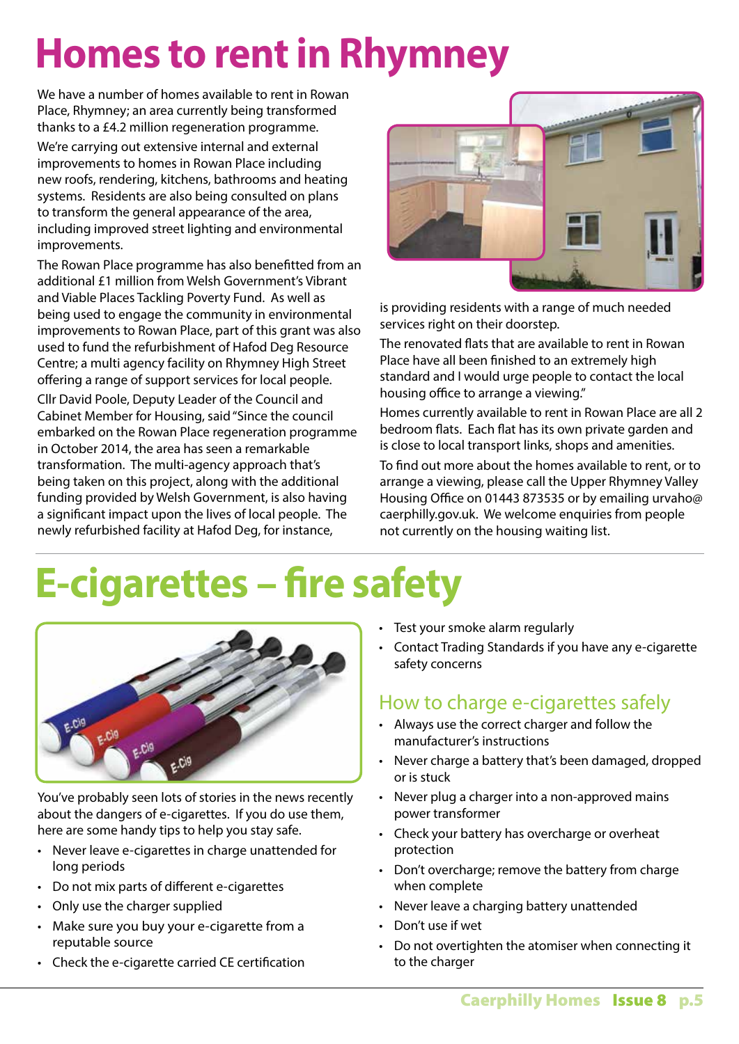# Homes to rent in Rhymney

We have a number of homes available to rent in Rowan Place, Rhymney; an area currently being transformed thanks to a £4.2 million regeneration programme.

We're carrying out extensive internal and external improvements to homes in Rowan Place including new roofs, rendering, kitchens, bathrooms and heating systems. Residents are also being consulted on plans to transform the general appearance of the area, including improved street lighting and environmental improvements.

The Rowan Place programme has also benefitted from an additional £1 million from Welsh Government's Vibrant and Viable Places Tackling Poverty Fund. As well as being used to engage the community in environmental improvements to Rowan Place, part of this grant was also used to fund the refurbishment of Hafod Deg Resource Centre; a multi agency facility on Rhymney High Street offering a range of support services for local people.

Cllr David Poole, Deputy Leader of the Council and Cabinet Member for Housing, said "Since the council embarked on the Rowan Place regeneration programme in October 2014, the area has seen a remarkable transformation. The multi-agency approach that's being taken on this project, along with the additional funding provided by Welsh Government, is also having a significant impact upon the lives of local people. The newly refurbished facility at Hafod Deg, for instance, is providing residents with a range of much needed services right on their doorstep.

The renovated flats that are available to rent in Rowan Place have all been finished to an extremely high standard and I would urge people to contact the local housing office to arrange a viewing."

Homes currently available to rent in Rowan Place are all 2 bedroom flats. Each flat has its own private garden and is close to local transport links, shops and amenities.

To find out more about the homes available to rent, or to arrange a viewing, please call the Upper Rhymney Valley Housing Office on 01443 873535 or by emailing urvaho@caerphilly.gov.uk. We welcome enquiries from people not currently on the housing waiting list.

# E-cigarettes – fire safety

You've probably seen lots of stories in the news recently about the dangers of e-cigarettes. If you do use them, here are some handy tips to help you stay safe.

- Never leave e-cigarettes in charge unattended for long periods
- Do not mix parts of different e-cigarettes
- Only use the charger supplied
- Make sure you buy your e-cigarette from a reputable source
- Check the e-cigarette carried CE certification
- Test your smoke alarm regularly
- Contact Trading Standards if you have any e-cigarette safety concerns

## How to charge e-cigarettes safely

- Always use the correct charger and follow the manufacturer's instructions
- Never charge a battery that's been damaged, dropped or is stuck
- Never plug a charger into a non-approved mains power transformer
- Check your battery has overcharge or overheat protection
- Don't overcharge; remove the battery from charge when complete
- Never leave a charging battery unattended
- Don't use if wet
- Do not overtighten the atomiser when connecting it to the charger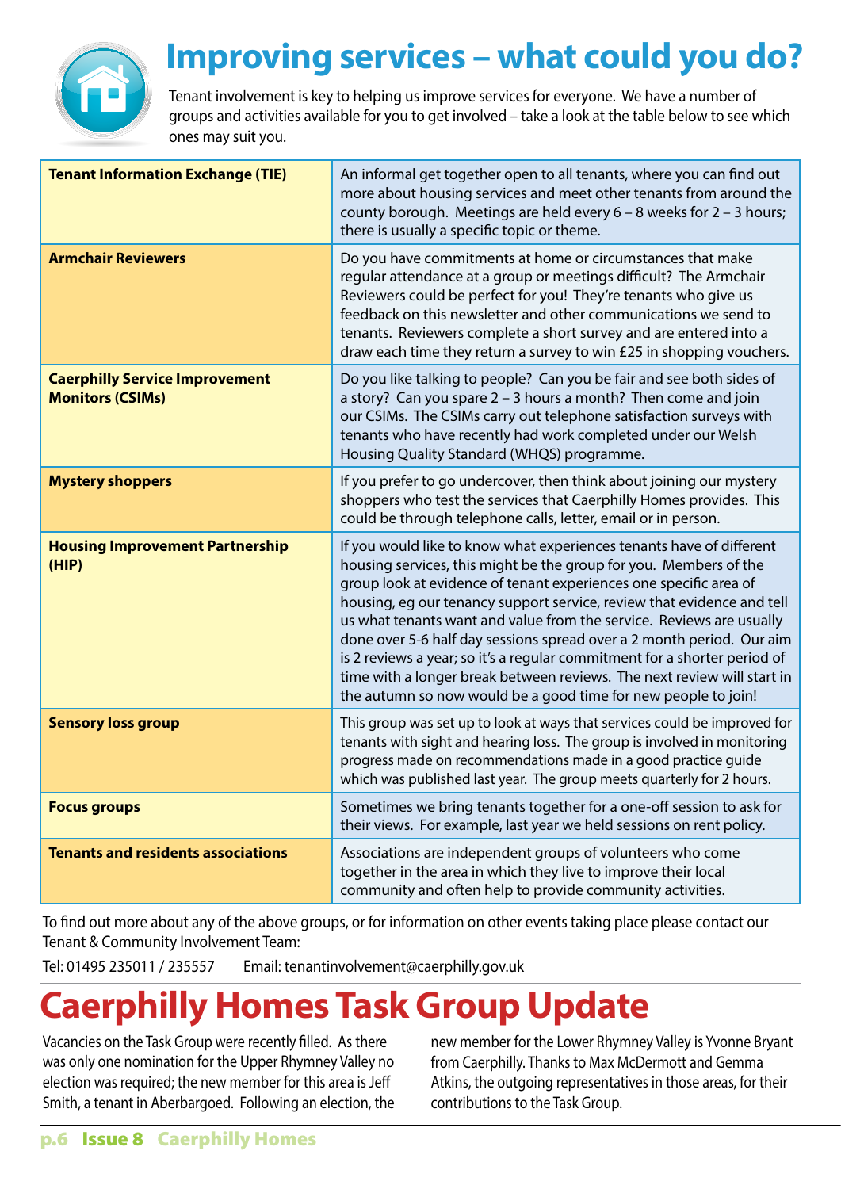# Improving services – what could you do?

Tenant involvement is key to helping us improve services for everyone. We have a number of groups and activities available for you to get involved – take a look at the table below to see which ones may suit you.

| | |
|---|---|
| **Tenant Information Exchange (TIE)** | An informal get together open to all tenants, where you can find out more about housing services and meet other tenants from around the county borough. Meetings are held every 6 – 8 weeks for 2 – 3 hours; there is usually a specific topic or theme. |
| **Armchair Reviewers** | Do you have commitments at home or circumstances that make regular attendance at a group or meetings difficult? The Armchair Reviewers could be perfect for you! They're tenants who give us feedback on this newsletter and other communications we send to tenants. Reviewers complete a short survey and are entered into a draw each time they return a survey to win £25 in shopping vouchers. |
| **Caerphilly Service Improvement Monitors (CSIMs)** | Do you like talking to people? Can you be fair and see both sides of a story? Can you spare 2 – 3 hours a month? Then come and join our CSIMs. The CSIMs carry out telephone satisfaction surveys with tenants who have recently had work completed under our Welsh Housing Quality Standard (WHQS) programme. |
| **Mystery shoppers** | If you prefer to go undercover, then think about joining our mystery shoppers who test the services that Caerphilly Homes provides. This could be through telephone calls, letter, email or in person. |
| **Housing Improvement Partnership (HIP)** | If you would like to know what experiences tenants have of different housing services, this might be the group for you. Members of the group look at evidence of tenant experiences one specific area of housing, eg our tenancy support service, review that evidence and tell us what tenants want and value from the service. Reviews are usually done over 5-6 half day sessions spread over a 2 month period. Our aim is 2 reviews a year; so it's a regular commitment for a shorter period of time with a longer break between reviews. The next review will start in the autumn so now would be a good time for new people to join! |
| **Sensory loss group** | This group was set up to look at ways that services could be improved for tenants with sight and hearing loss. The group is involved in monitoring progress made on recommendations made in a good practice guide which was published last year. The group meets quarterly for 2 hours. |
| **Focus groups** | Sometimes we bring tenants together for a one-off session to ask for their views. For example, last year we held sessions on rent policy. |
| **Tenants and residents associations** | Associations are independent groups of volunteers who come together in the area in which they live to improve their local community and often help to provide community activities. |

To find out more about any of the above groups, or for information on other events taking place please contact our Tenant & Community Involvement Team:

Tel: 01495 235011 / 235557    Email: tenantinvolvement@caerphilly.gov.uk

# Caerphilly Homes Task Group Update

Vacancies on the Task Group were recently filled. As there was only one nomination for the Upper Rhymney Valley no election was required; the new member for this area is Jeff Smith, a tenant in Aberbargoed. Following an election, the new member for the Lower Rhymney Valley is Yvonne Bryant from Caerphilly. Thanks to Max McDermott and Gemma Atkins, the outgoing representatives in those areas, for their contributions to the Task Group.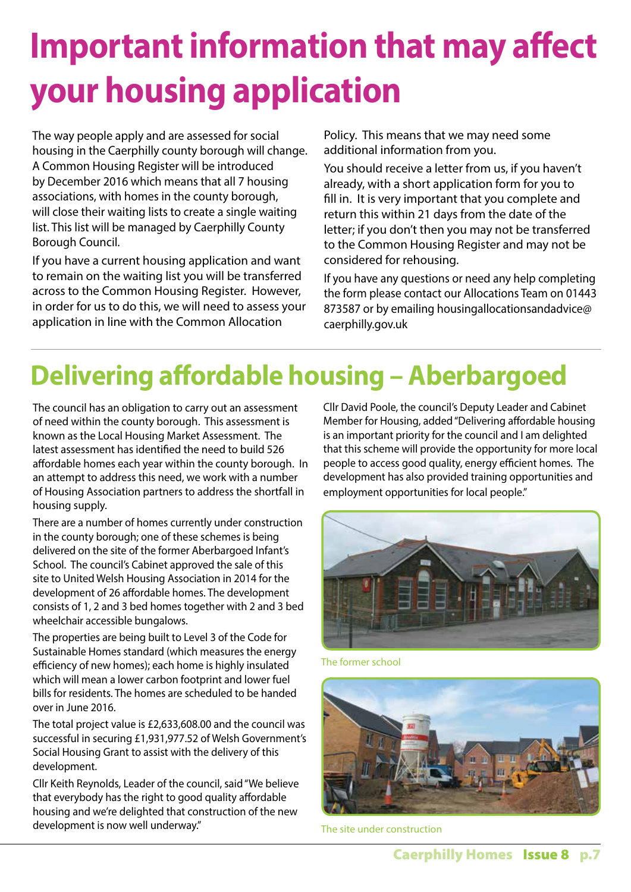# Important information that may affect your housing application

The way people apply and are assessed for social housing in the Caerphilly county borough will change. A Common Housing Register will be introduced by December 2016 which means that all 7 housing associations, with homes in the county borough, will close their waiting lists to create a single waiting list. This list will be managed by Caerphilly County Borough Council.

If you have a current housing application and want to remain on the waiting list you will be transferred across to the Common Housing Register. However, in order for us to do this, we will need to assess your application in line with the Common Allocation Policy. This means that we may need some additional information from you.

You should receive a letter from us, if you haven't already, with a short application form for you to fill in. It is very important that you complete and return this within 21 days from the date of the letter; if you don't then you may not be transferred to the Common Housing Register and may not be considered for rehousing.

If you have any questions or need any help completing the form please contact our Allocations Team on 01443 873587 or by emailing housingallocationsandadvice@caerphilly.gov.uk

# Delivering affordable housing – Aberbargoed

The council has an obligation to carry out an assessment of need within the county borough. This assessment is known as the Local Housing Market Assessment. The latest assessment has identified the need to build 526 affordable homes each year within the county borough. In an attempt to address this need, we work with a number of Housing Association partners to address the shortfall in housing supply.

There are a number of homes currently under construction in the county borough; one of these schemes is being delivered on the site of the former Aberbargoed Infant's School. The council's Cabinet approved the sale of this site to United Welsh Housing Association in 2014 for the development of 26 affordable homes. The development consists of 1, 2 and 3 bed homes together with 2 and 3 bed wheelchair accessible bungalows.

The properties are being built to Level 3 of the Code for Sustainable Homes standard (which measures the energy efficiency of new homes); each home is highly insulated which will mean a lower carbon footprint and lower fuel bills for residents. The homes are scheduled to be handed over in June 2016.

The total project value is £2,633,608.00 and the council was successful in securing £1,931,977.52 of Welsh Government's Social Housing Grant to assist with the delivery of this development.

Cllr Keith Reynolds, Leader of the council, said "We believe that everybody has the right to good quality affordable housing and we're delighted that construction of the new development is now well underway."

Cllr David Poole, the council's Deputy Leader and Cabinet Member for Housing, added "Delivering affordable housing is an important priority for the council and I am delighted that this scheme will provide the opportunity for more local people to access good quality, energy efficient homes. The development has also provided training opportunities and employment opportunities for local people."

The former school

The site under construction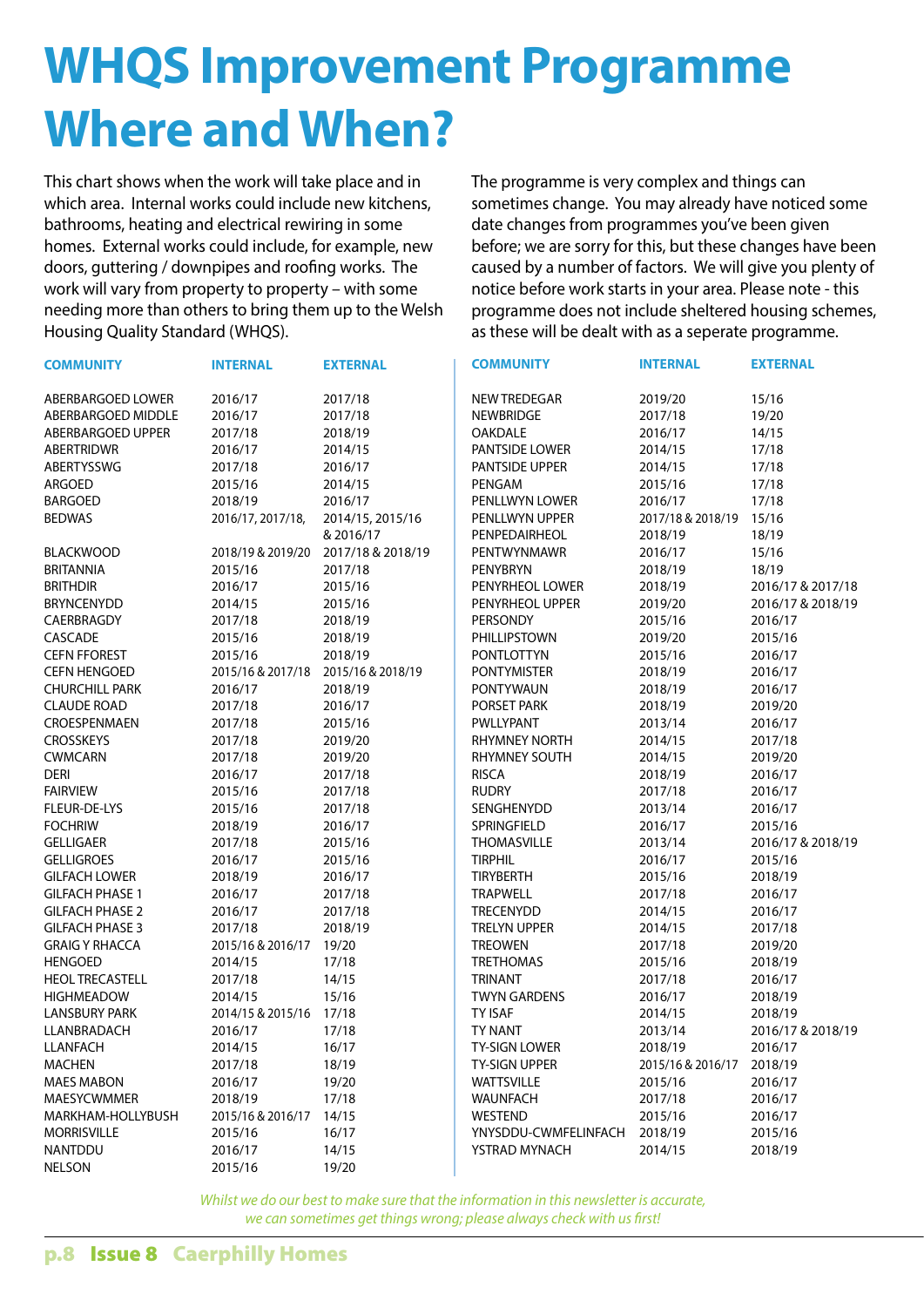# WHQS Improvement Programme Where and When?

This chart shows when the work will take place and in which area. Internal works could include new kitchens, bathrooms, heating and electrical rewiring in some homes. External works could include, for example, new doors, guttering / downpipes and roofing works. The work will vary from property to property – with some needing more than others to bring them up to the Welsh Housing Quality Standard (WHQS).

The programme is very complex and things can sometimes change. You may already have noticed some date changes from programmes you've been given before; we are sorry for this, but these changes have been caused by a number of factors. We will give you plenty of notice before work starts in your area. Please note - this programme does not include sheltered housing schemes, as these will be dealt with as a seperate programme.

| COMMUNITY | INTERNAL | EXTERNAL |
|---|---|---|
| ABERBARGOED LOWER | 2016/17 | 2017/18 |
| ABERBARGOED MIDDLE | 2016/17 | 2017/18 |
| ABERBARGOED UPPER | 2017/18 | 2018/19 |
| ABERTRIDWR | 2016/17 | 2014/15 |
| ABERTYSSWG | 2017/18 | 2016/17 |
| ARGOED | 2015/16 | 2014/15 |
| BARGOED | 2018/19 | 2016/17 |
| BEDWAS | 2016/17, 2017/18, | 2014/15, 2015/16 & 2016/17 |
| BLACKWOOD | 2018/19 & 2019/20 | 2017/18 & 2018/19 |
| BRITANNIA | 2015/16 | 2017/18 |
| BRITHDIR | 2016/17 | 2015/16 |
| BRYNCENYDD | 2014/15 | 2015/16 |
| CAERBRAGDY | 2017/18 | 2018/19 |
| CASCADE | 2015/16 | 2018/19 |
| CEFN FFOREST | 2015/16 | 2018/19 |
| CEFN HENGOED | 2015/16 & 2017/18 | 2015/16 & 2018/19 |
| CHURCHILL PARK | 2016/17 | 2018/19 |
| CLAUDE ROAD | 2017/18 | 2016/17 |
| CROESPENMAEN | 2017/18 | 2015/16 |
| CROSSKEYS | 2017/18 | 2019/20 |
| CWMCARN | 2017/18 | 2019/20 |
| DERI | 2016/17 | 2017/18 |
| FAIRVIEW | 2015/16 | 2017/18 |
| FLEUR-DE-LYS | 2015/16 | 2017/18 |
| FOCHRIW | 2018/19 | 2016/17 |
| GELLIGAER | 2017/18 | 2015/16 |
| GELLIGROES | 2016/17 | 2015/16 |
| GILFACH LOWER | 2018/19 | 2016/17 |
| GILFACH PHASE 1 | 2016/17 | 2017/18 |
| GILFACH PHASE 2 | 2016/17 | 2017/18 |
| GILFACH PHASE 3 | 2017/18 | 2018/19 |
| GRAIG Y RHACCA | 2015/16 & 2016/17 | 19/20 |
| HENGOED | 2014/15 | 17/18 |
| HEOL TRECASTELL | 2017/18 | 14/15 |
| HIGHMEADOW | 2014/15 | 15/16 |
| LANSBURY PARK | 2014/15 & 2015/16 | 17/18 |
| LLANBRADACH | 2016/17 | 17/18 |
| LLANFACH | 2014/15 | 16/17 |
| MACHEN | 2017/18 | 18/19 |
| MAES MABON | 2016/17 | 19/20 |
| MAESYCWMMER | 2018/19 | 17/18 |
| MARKHAM-HOLLYBUSH | 2015/16 & 2016/17 | 14/15 |
| MORRISVILLE | 2015/16 | 16/17 |
| NANTDDU | 2016/17 | 14/15 |
| NELSON | 2015/16 | 19/20 |
| NEW TREDEGAR | 2019/20 | 15/16 |
| NEWBRIDGE | 2017/18 | 19/20 |
| OAKDALE | 2016/17 | 14/15 |
| PANTSIDE LOWER | 2014/15 | 17/18 |
| PANTSIDE UPPER | 2014/15 | 17/18 |
| PENGAM | 2015/16 | 17/18 |
| PENLLWYN LOWER | 2016/17 | 17/18 |
| PENLLWYN UPPER | 2017/18 & 2018/19 | 15/16 |
| PENPEDAIRHEOL | 2018/19 | 18/19 |
| PENTWYNMAWR | 2016/17 | 15/16 |
| PENYBRYN | 2018/19 | 18/19 |
| PENYRHEOL LOWER | 2018/19 | 2016/17 & 2017/18 |
| PENYRHEOL UPPER | 2019/20 | 2016/17 & 2018/19 |
| PERSONDY | 2015/16 | 2016/17 |
| PHILLIPSTOWN | 2019/20 | 2015/16 |
| PONTLOTTYN | 2015/16 | 2016/17 |
| PONTYMISTER | 2018/19 | 2016/17 |
| PONTYWAUN | 2018/19 | 2016/17 |
| PORSET PARK | 2018/19 | 2019/20 |
| PWLLYPANT | 2013/14 | 2016/17 |
| RHYMNEY NORTH | 2014/15 | 2017/18 |
| RHYMNEY SOUTH | 2014/15 | 2019/20 |
| RISCA | 2018/19 | 2016/17 |
| RUDRY | 2017/18 | 2016/17 |
| SENGHENYDD | 2013/14 | 2016/17 |
| SPRINGFIELD | 2016/17 | 2015/16 |
| THOMASVILLE | 2013/14 | 2016/17 & 2018/19 |
| TIRPHIL | 2016/17 | 2015/16 |
| TIRYBERTH | 2015/16 | 2018/19 |
| TRAPWELL | 2017/18 | 2016/17 |
| TRECENYDD | 2014/15 | 2016/17 |
| TRELYN UPPER | 2014/15 | 2017/18 |
| TREOWEN | 2017/18 | 2019/20 |
| TRETHOMAS | 2015/16 | 2018/19 |
| TRINANT | 2017/18 | 2016/17 |
| TWYN GARDENS | 2016/17 | 2018/19 |
| TY ISAF | 2014/15 | 2018/19 |
| TY NANT | 2013/14 | 2016/17 & 2018/19 |
| TY-SIGN LOWER | 2018/19 | 2016/17 |
| TY-SIGN UPPER | 2015/16 & 2016/17 | 2018/19 |
| WATTSVILLE | 2015/16 | 2016/17 |
| WAUNFACH | 2017/18 | 2016/17 |
| WESTEND | 2015/16 | 2016/17 |
| YNYSDDU-CWMFELINFACH | 2018/19 | 2015/16 |
| YSTRAD MYNACH | 2014/15 | 2018/19 |

*Whilst we do our best to make sure that the information in this newsletter is accurate, we can sometimes get things wrong; please always check with us first!*